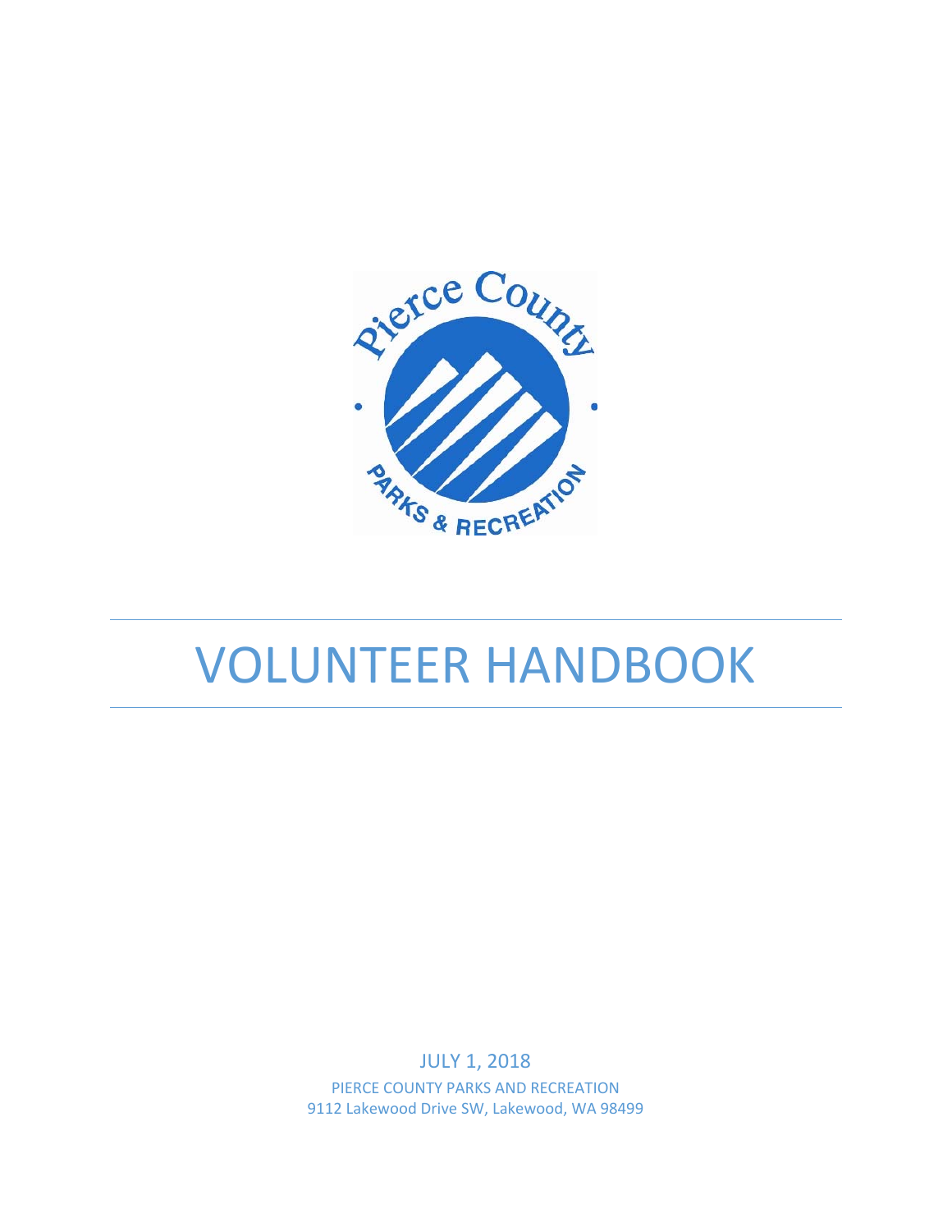# VOLUNTEER HANDBOOK

JULY 1, 2018

PIERCE COUNTY PARKS AND RECREATION

9112 Lakewood Drive SW, Lakewood, WA 98499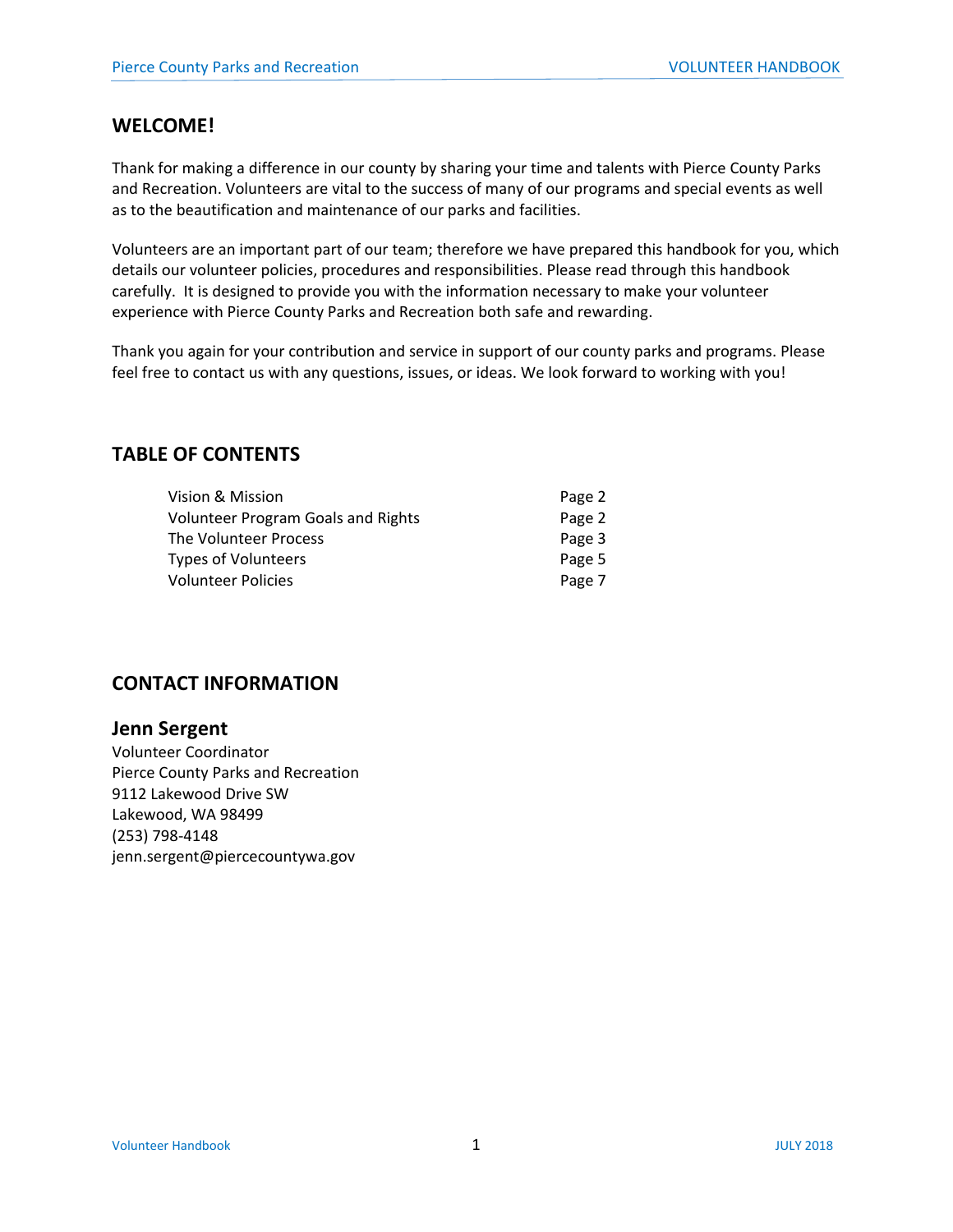## WELCOME!

Thank for making a difference in our county by sharing your time and talents with Pierce County Parks and Recreation. Volunteers are vital to the success of many of our programs and special events as well as to the beautification and maintenance of our parks and facilities.

Volunteers are an important part of our team; therefore we have prepared this handbook for you, which details our volunteer policies, procedures and responsibilities. Please read through this handbook carefully. It is designed to provide you with the information necessary to make your volunteer experience with Pierce County Parks and Recreation both safe and rewarding.

Thank you again for your contribution and service in support of our county parks and programs. Please feel free to contact us with any questions, issues, or ideas. We look forward to working with you!

## TABLE OF CONTENTS

| | |
|---|---|
| Vision & Mission | Page 2 |
| Volunteer Program Goals and Rights | Page 2 |
| The Volunteer Process | Page 3 |
| Types of Volunteers | Page 5 |
| Volunteer Policies | Page 7 |

## CONTACT INFORMATION

### Jenn Sergent

Volunteer Coordinator
Pierce County Parks and Recreation
9112 Lakewood Drive SW
Lakewood, WA 98499
(253) 798-4148
jenn.sergent@piercecountywa.gov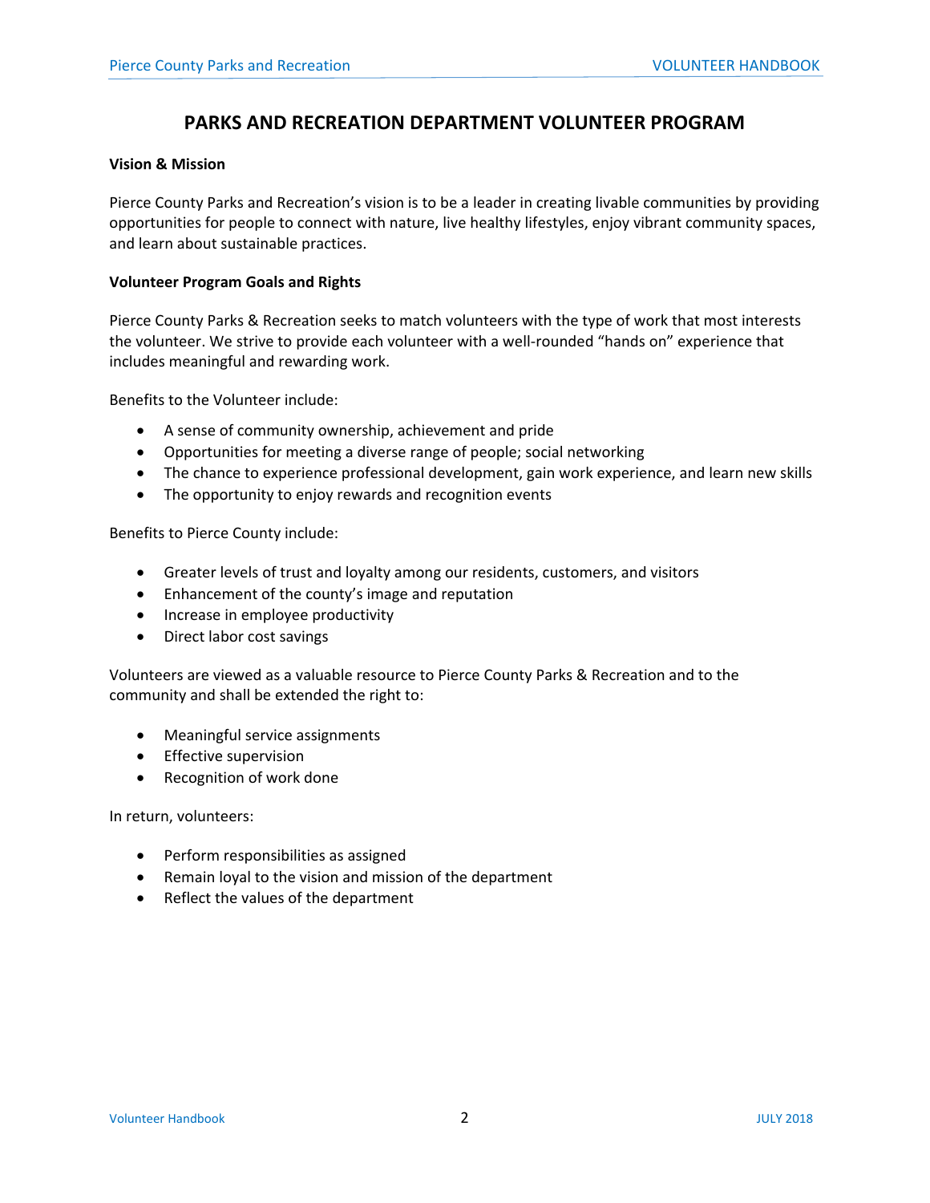# PARKS AND RECREATION DEPARTMENT VOLUNTEER PROGRAM

**Vision & Mission**

Pierce County Parks and Recreation's vision is to be a leader in creating livable communities by providing opportunities for people to connect with nature, live healthy lifestyles, enjoy vibrant community spaces, and learn about sustainable practices.

**Volunteer Program Goals and Rights**

Pierce County Parks & Recreation seeks to match volunteers with the type of work that most interests the volunteer. We strive to provide each volunteer with a well-rounded "hands on" experience that includes meaningful and rewarding work.

Benefits to the Volunteer include:

- A sense of community ownership, achievement and pride
- Opportunities for meeting a diverse range of people; social networking
- The chance to experience professional development, gain work experience, and learn new skills
- The opportunity to enjoy rewards and recognition events

Benefits to Pierce County include:

- Greater levels of trust and loyalty among our residents, customers, and visitors
- Enhancement of the county's image and reputation
- Increase in employee productivity
- Direct labor cost savings

Volunteers are viewed as a valuable resource to Pierce County Parks & Recreation and to the community and shall be extended the right to:

- Meaningful service assignments
- Effective supervision
- Recognition of work done

In return, volunteers:

- Perform responsibilities as assigned
- Remain loyal to the vision and mission of the department
- Reflect the values of the department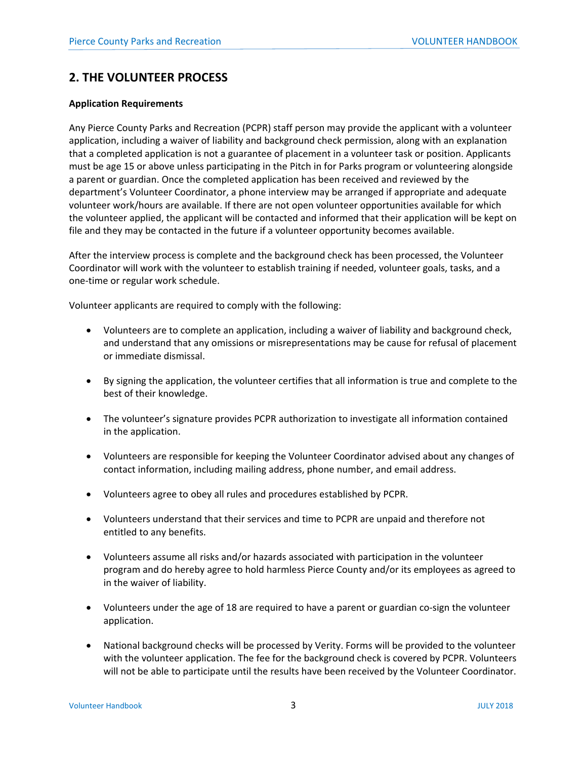## 2. THE VOLUNTEER PROCESS

**Application Requirements**

Any Pierce County Parks and Recreation (PCPR) staff person may provide the applicant with a volunteer application, including a waiver of liability and background check permission, along with an explanation that a completed application is not a guarantee of placement in a volunteer task or position. Applicants must be age 15 or above unless participating in the Pitch in for Parks program or volunteering alongside a parent or guardian. Once the completed application has been received and reviewed by the department's Volunteer Coordinator, a phone interview may be arranged if appropriate and adequate volunteer work/hours are available. If there are not open volunteer opportunities available for which the volunteer applied, the applicant will be contacted and informed that their application will be kept on file and they may be contacted in the future if a volunteer opportunity becomes available.

After the interview process is complete and the background check has been processed, the Volunteer Coordinator will work with the volunteer to establish training if needed, volunteer goals, tasks, and a one-time or regular work schedule.

Volunteer applicants are required to comply with the following:

- Volunteers are to complete an application, including a waiver of liability and background check, and understand that any omissions or misrepresentations may be cause for refusal of placement or immediate dismissal.
- By signing the application, the volunteer certifies that all information is true and complete to the best of their knowledge.
- The volunteer's signature provides PCPR authorization to investigate all information contained in the application.
- Volunteers are responsible for keeping the Volunteer Coordinator advised about any changes of contact information, including mailing address, phone number, and email address.
- Volunteers agree to obey all rules and procedures established by PCPR.
- Volunteers understand that their services and time to PCPR are unpaid and therefore not entitled to any benefits.
- Volunteers assume all risks and/or hazards associated with participation in the volunteer program and do hereby agree to hold harmless Pierce County and/or its employees as agreed to in the waiver of liability.
- Volunteers under the age of 18 are required to have a parent or guardian co-sign the volunteer application.
- National background checks will be processed by Verity. Forms will be provided to the volunteer with the volunteer application. The fee for the background check is covered by PCPR. Volunteers will not be able to participate until the results have been received by the Volunteer Coordinator.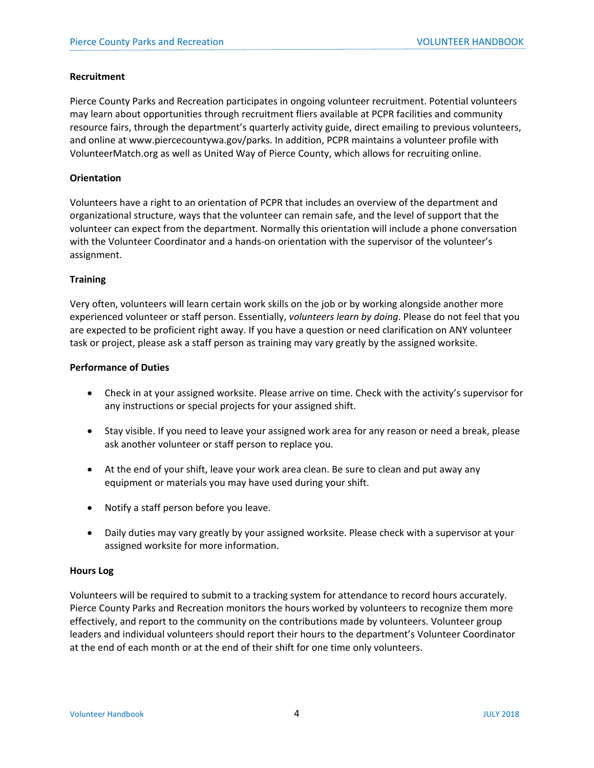**Recruitment**

Pierce County Parks and Recreation participates in ongoing volunteer recruitment. Potential volunteers may learn about opportunities through recruitment fliers available at PCPR facilities and community resource fairs, through the department's quarterly activity guide, direct emailing to previous volunteers, and online at www.piercecountywa.gov/parks. In addition, PCPR maintains a volunteer profile with VolunteerMatch.org as well as United Way of Pierce County, which allows for recruiting online.

**Orientation**

Volunteers have a right to an orientation of PCPR that includes an overview of the department and organizational structure, ways that the volunteer can remain safe, and the level of support that the volunteer can expect from the department. Normally this orientation will include a phone conversation with the Volunteer Coordinator and a hands-on orientation with the supervisor of the volunteer's assignment.

**Training**

Very often, volunteers will learn certain work skills on the job or by working alongside another more experienced volunteer or staff person. Essentially, *volunteers learn by doing*. Please do not feel that you are expected to be proficient right away. If you have a question or need clarification on ANY volunteer task or project, please ask a staff person as training may vary greatly by the assigned worksite.

**Performance of Duties**

- Check in at your assigned worksite. Please arrive on time. Check with the activity's supervisor for any instructions or special projects for your assigned shift.
- Stay visible. If you need to leave your assigned work area for any reason or need a break, please ask another volunteer or staff person to replace you.
- At the end of your shift, leave your work area clean. Be sure to clean and put away any equipment or materials you may have used during your shift.
- Notify a staff person before you leave.
- Daily duties may vary greatly by your assigned worksite. Please check with a supervisor at your assigned worksite for more information.

**Hours Log**

Volunteers will be required to submit to a tracking system for attendance to record hours accurately. Pierce County Parks and Recreation monitors the hours worked by volunteers to recognize them more effectively, and report to the community on the contributions made by volunteers. Volunteer group leaders and individual volunteers should report their hours to the department's Volunteer Coordinator at the end of each month or at the end of their shift for one time only volunteers.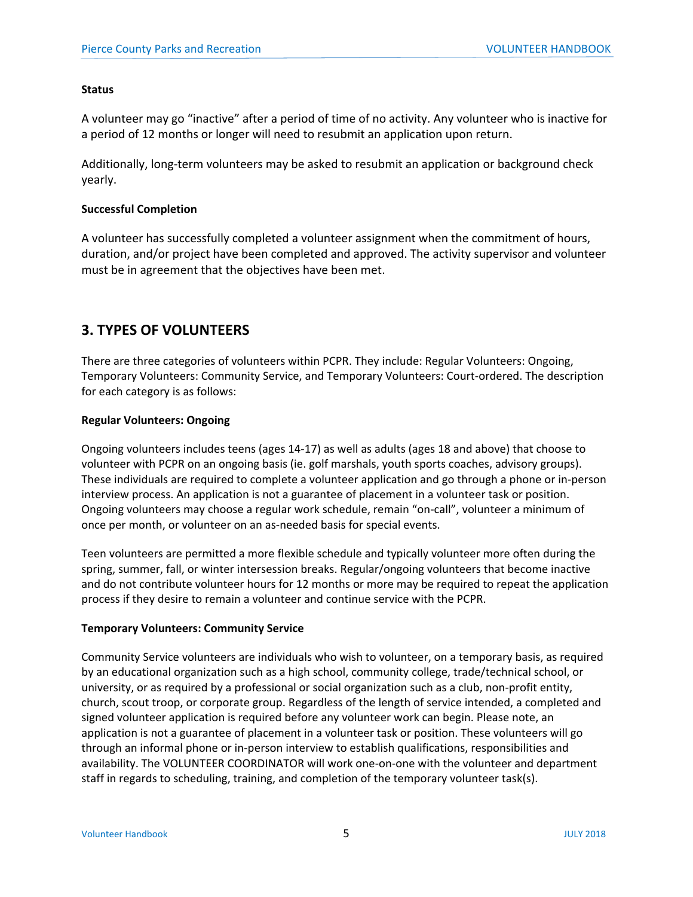**Status**

A volunteer may go "inactive" after a period of time of no activity. Any volunteer who is inactive for a period of 12 months or longer will need to resubmit an application upon return.

Additionally, long-term volunteers may be asked to resubmit an application or background check yearly.

**Successful Completion**

A volunteer has successfully completed a volunteer assignment when the commitment of hours, duration, and/or project have been completed and approved. The activity supervisor and volunteer must be in agreement that the objectives have been met.

## 3. TYPES OF VOLUNTEERS

There are three categories of volunteers within PCPR. They include: Regular Volunteers: Ongoing, Temporary Volunteers: Community Service, and Temporary Volunteers: Court-ordered. The description for each category is as follows:

**Regular Volunteers: Ongoing**

Ongoing volunteers includes teens (ages 14-17) as well as adults (ages 18 and above) that choose to volunteer with PCPR on an ongoing basis (ie. golf marshals, youth sports coaches, advisory groups). These individuals are required to complete a volunteer application and go through a phone or in-person interview process. An application is not a guarantee of placement in a volunteer task or position. Ongoing volunteers may choose a regular work schedule, remain "on-call", volunteer a minimum of once per month, or volunteer on an as-needed basis for special events.

Teen volunteers are permitted a more flexible schedule and typically volunteer more often during the spring, summer, fall, or winter intersession breaks. Regular/ongoing volunteers that become inactive and do not contribute volunteer hours for 12 months or more may be required to repeat the application process if they desire to remain a volunteer and continue service with the PCPR.

**Temporary Volunteers: Community Service**

Community Service volunteers are individuals who wish to volunteer, on a temporary basis, as required by an educational organization such as a high school, community college, trade/technical school, or university, or as required by a professional or social organization such as a club, non-profit entity, church, scout troop, or corporate group. Regardless of the length of service intended, a completed and signed volunteer application is required before any volunteer work can begin. Please note, an application is not a guarantee of placement in a volunteer task or position. These volunteers will go through an informal phone or in-person interview to establish qualifications, responsibilities and availability. The VOLUNTEER COORDINATOR will work one-on-one with the volunteer and department staff in regards to scheduling, training, and completion of the temporary volunteer task(s).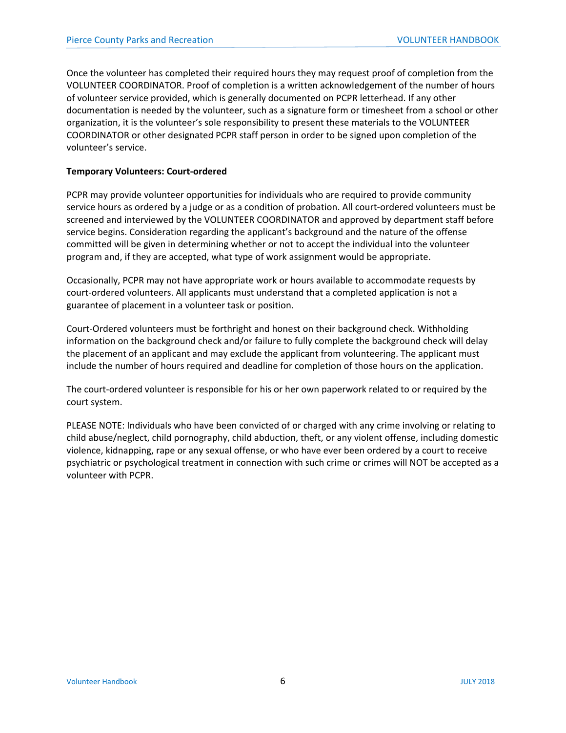Once the volunteer has completed their required hours they may request proof of completion from the VOLUNTEER COORDINATOR. Proof of completion is a written acknowledgement of the number of hours of volunteer service provided, which is generally documented on PCPR letterhead. If any other documentation is needed by the volunteer, such as a signature form or timesheet from a school or other organization, it is the volunteer's sole responsibility to present these materials to the VOLUNTEER COORDINATOR or other designated PCPR staff person in order to be signed upon completion of the volunteer's service.

**Temporary Volunteers: Court-ordered**

PCPR may provide volunteer opportunities for individuals who are required to provide community service hours as ordered by a judge or as a condition of probation. All court-ordered volunteers must be screened and interviewed by the VOLUNTEER COORDINATOR and approved by department staff before service begins. Consideration regarding the applicant's background and the nature of the offense committed will be given in determining whether or not to accept the individual into the volunteer program and, if they are accepted, what type of work assignment would be appropriate.

Occasionally, PCPR may not have appropriate work or hours available to accommodate requests by court-ordered volunteers. All applicants must understand that a completed application is not a guarantee of placement in a volunteer task or position.

Court-Ordered volunteers must be forthright and honest on their background check. Withholding information on the background check and/or failure to fully complete the background check will delay the placement of an applicant and may exclude the applicant from volunteering. The applicant must include the number of hours required and deadline for completion of those hours on the application.

The court-ordered volunteer is responsible for his or her own paperwork related to or required by the court system.

PLEASE NOTE: Individuals who have been convicted of or charged with any crime involving or relating to child abuse/neglect, child pornography, child abduction, theft, or any violent offense, including domestic violence, kidnapping, rape or any sexual offense, or who have ever been ordered by a court to receive psychiatric or psychological treatment in connection with such crime or crimes will NOT be accepted as a volunteer with PCPR.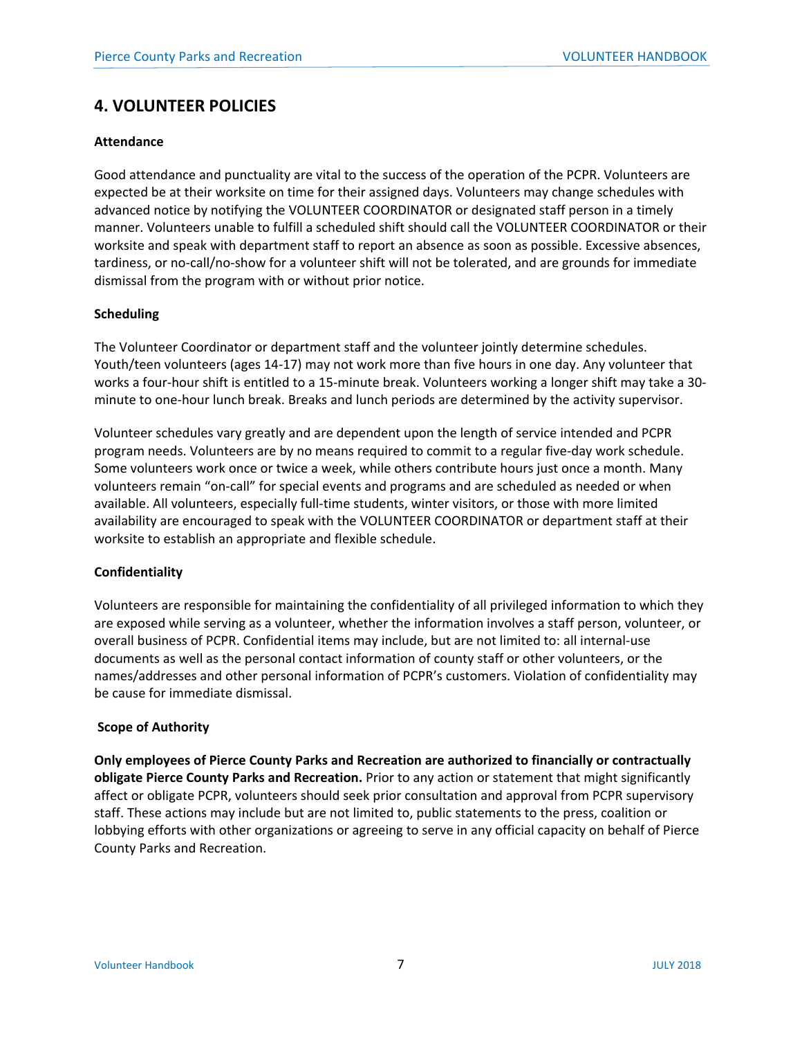## 4. VOLUNTEER POLICIES

### Attendance

Good attendance and punctuality are vital to the success of the operation of the PCPR. Volunteers are expected be at their worksite on time for their assigned days. Volunteers may change schedules with advanced notice by notifying the VOLUNTEER COORDINATOR or designated staff person in a timely manner. Volunteers unable to fulfill a scheduled shift should call the VOLUNTEER COORDINATOR or their worksite and speak with department staff to report an absence as soon as possible. Excessive absences, tardiness, or no-call/no-show for a volunteer shift will not be tolerated, and are grounds for immediate dismissal from the program with or without prior notice.

### Scheduling

The Volunteer Coordinator or department staff and the volunteer jointly determine schedules. Youth/teen volunteers (ages 14-17) may not work more than five hours in one day. Any volunteer that works a four-hour shift is entitled to a 15-minute break. Volunteers working a longer shift may take a 30-minute to one-hour lunch break. Breaks and lunch periods are determined by the activity supervisor.

Volunteer schedules vary greatly and are dependent upon the length of service intended and PCPR program needs. Volunteers are by no means required to commit to a regular five-day work schedule. Some volunteers work once or twice a week, while others contribute hours just once a month. Many volunteers remain "on-call" for special events and programs and are scheduled as needed or when available. All volunteers, especially full-time students, winter visitors, or those with more limited availability are encouraged to speak with the VOLUNTEER COORDINATOR or department staff at their worksite to establish an appropriate and flexible schedule.

### Confidentiality

Volunteers are responsible for maintaining the confidentiality of all privileged information to which they are exposed while serving as a volunteer, whether the information involves a staff person, volunteer, or overall business of PCPR. Confidential items may include, but are not limited to: all internal-use documents as well as the personal contact information of county staff or other volunteers, or the names/addresses and other personal information of PCPR's customers. Violation of confidentiality may be cause for immediate dismissal.

### Scope of Authority

**Only employees of Pierce County Parks and Recreation are authorized to financially or contractually obligate Pierce County Parks and Recreation.** Prior to any action or statement that might significantly affect or obligate PCPR, volunteers should seek prior consultation and approval from PCPR supervisory staff. These actions may include but are not limited to, public statements to the press, coalition or lobbying efforts with other organizations or agreeing to serve in any official capacity on behalf of Pierce County Parks and Recreation.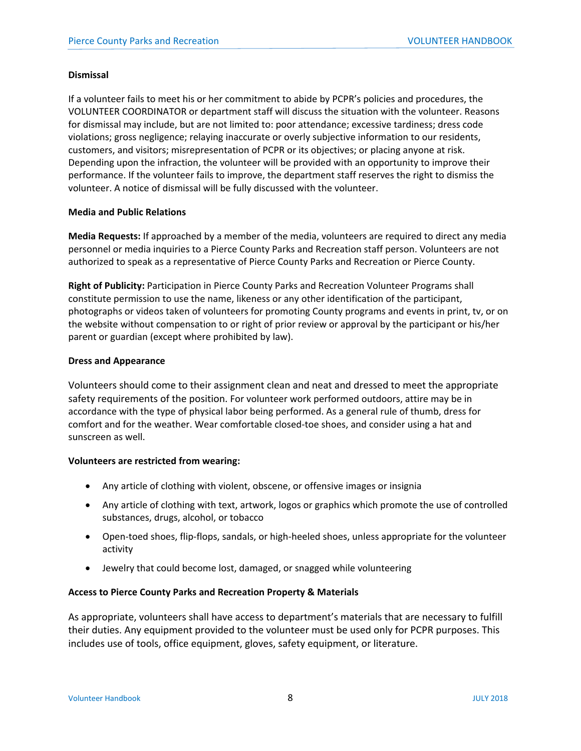### Dismissal

If a volunteer fails to meet his or her commitment to abide by PCPR's policies and procedures, the VOLUNTEER COORDINATOR or department staff will discuss the situation with the volunteer. Reasons for dismissal may include, but are not limited to: poor attendance; excessive tardiness; dress code violations; gross negligence; relaying inaccurate or overly subjective information to our residents, customers, and visitors; misrepresentation of PCPR or its objectives; or placing anyone at risk. Depending upon the infraction, the volunteer will be provided with an opportunity to improve their performance. If the volunteer fails to improve, the department staff reserves the right to dismiss the volunteer. A notice of dismissal will be fully discussed with the volunteer.

### Media and Public Relations

**Media Requests:** If approached by a member of the media, volunteers are required to direct any media personnel or media inquiries to a Pierce County Parks and Recreation staff person. Volunteers are not authorized to speak as a representative of Pierce County Parks and Recreation or Pierce County.

**Right of Publicity:** Participation in Pierce County Parks and Recreation Volunteer Programs shall constitute permission to use the name, likeness or any other identification of the participant, photographs or videos taken of volunteers for promoting County programs and events in print, tv, or on the website without compensation to or right of prior review or approval by the participant or his/her parent or guardian (except where prohibited by law).

### Dress and Appearance

Volunteers should come to their assignment clean and neat and dressed to meet the appropriate safety requirements of the position. For volunteer work performed outdoors, attire may be in accordance with the type of physical labor being performed. As a general rule of thumb, dress for comfort and for the weather. Wear comfortable closed-toe shoes, and consider using a hat and sunscreen as well.

**Volunteers are restricted from wearing:**

- Any article of clothing with violent, obscene, or offensive images or insignia
- Any article of clothing with text, artwork, logos or graphics which promote the use of controlled substances, drugs, alcohol, or tobacco
- Open-toed shoes, flip-flops, sandals, or high-heeled shoes, unless appropriate for the volunteer activity
- Jewelry that could become lost, damaged, or snagged while volunteering

### Access to Pierce County Parks and Recreation Property & Materials

As appropriate, volunteers shall have access to department's materials that are necessary to fulfill their duties. Any equipment provided to the volunteer must be used only for PCPR purposes. This includes use of tools, office equipment, gloves, safety equipment, or literature.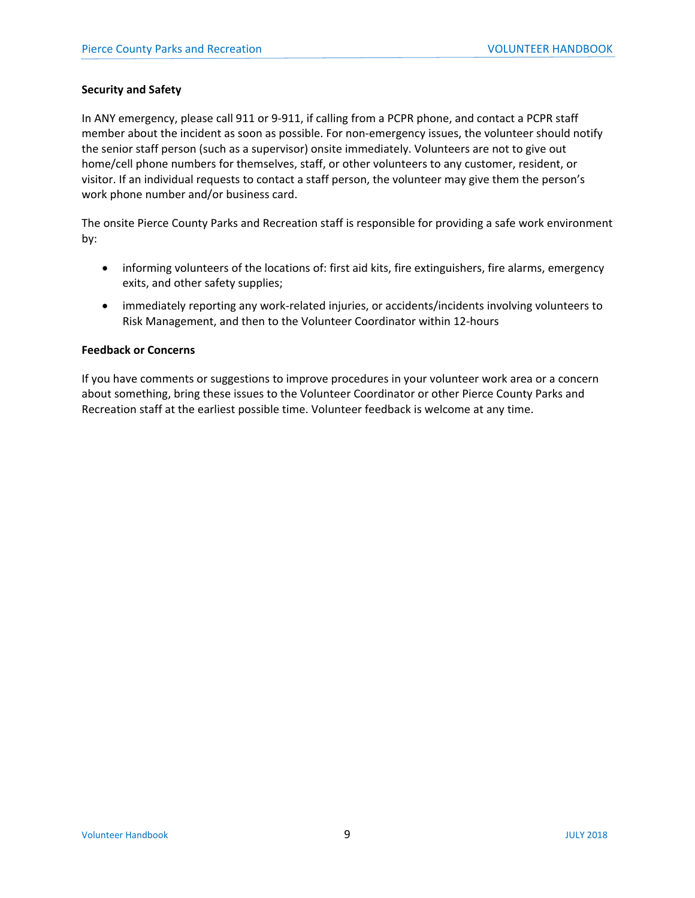**Security and Safety**

In ANY emergency, please call 911 or 9-911, if calling from a PCPR phone, and contact a PCPR staff member about the incident as soon as possible. For non-emergency issues, the volunteer should notify the senior staff person (such as a supervisor) onsite immediately. Volunteers are not to give out home/cell phone numbers for themselves, staff, or other volunteers to any customer, resident, or visitor. If an individual requests to contact a staff person, the volunteer may give them the person's work phone number and/or business card.

The onsite Pierce County Parks and Recreation staff is responsible for providing a safe work environment by:

- informing volunteers of the locations of: first aid kits, fire extinguishers, fire alarms, emergency exits, and other safety supplies;
- immediately reporting any work-related injuries, or accidents/incidents involving volunteers to Risk Management, and then to the Volunteer Coordinator within 12-hours

**Feedback or Concerns**

If you have comments or suggestions to improve procedures in your volunteer work area or a concern about something, bring these issues to the Volunteer Coordinator or other Pierce County Parks and Recreation staff at the earliest possible time. Volunteer feedback is welcome at any time.